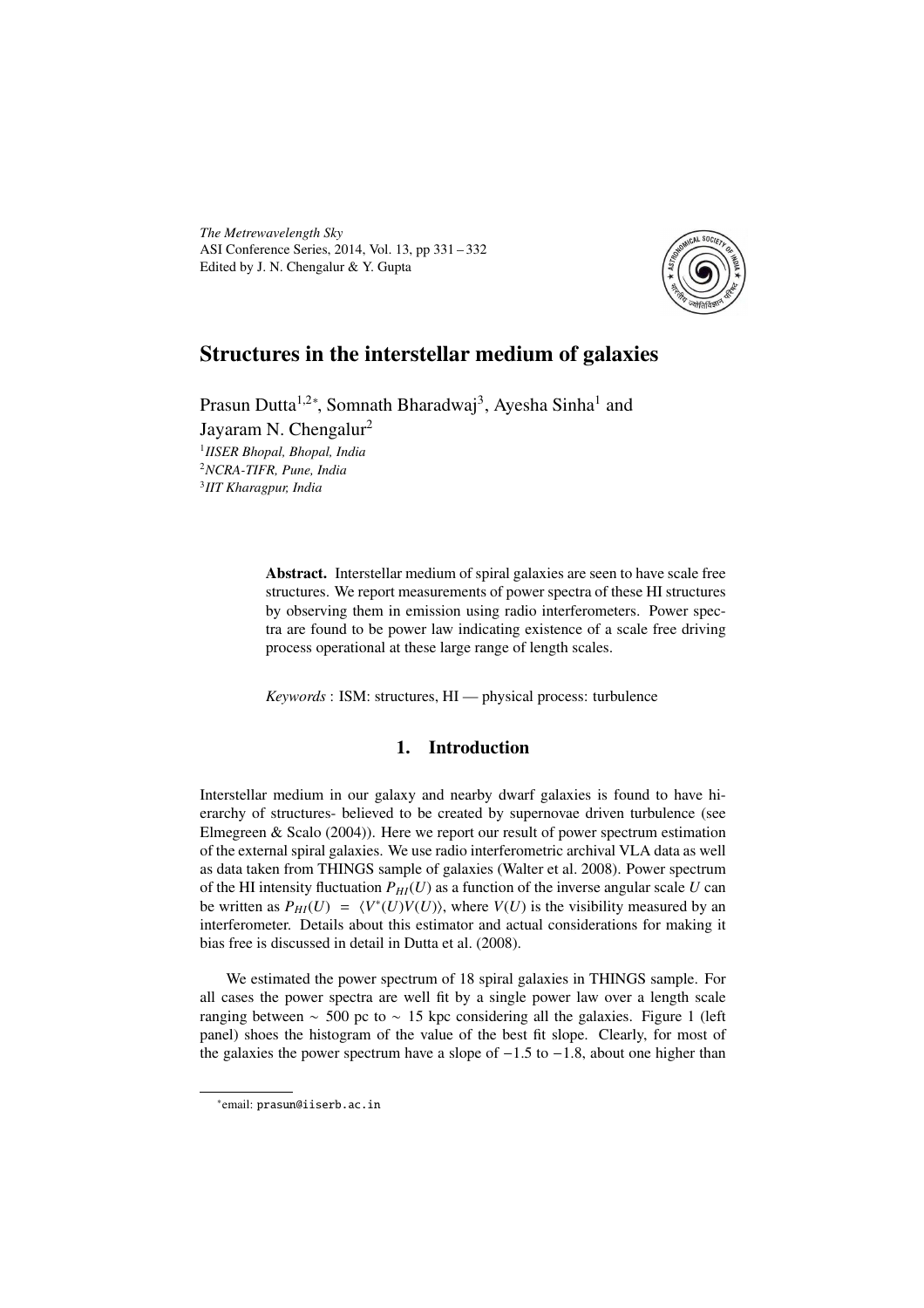# Structures in the interstellar medium of galaxies

Prasun Dutta[1,2*], Somnath Bharadwaj[3], Ayesha Sinha[1] and Jayaram N. Chengalur[2]

[1] *IISER Bhopal, Bhopal, India*
[2] *NCRA-TIFR, Pune, India*
[3] *IIT Kharagpur, India*

**Abstract.** Interstellar medium of spiral galaxies are seen to have scale free structures. We report measurements of power spectra of these HI structures by observing them in emission using radio interferometers. Power spectra are found to be power law indicating existence of a scale free driving process operational at these large range of length scales.

*Keywords* : ISM: structures, HI — physical process: turbulence

## 1. Introduction

Interstellar medium in our galaxy and nearby dwarf galaxies is found to have hierarchy of structures- believed to be created by supernovae driven turbulence (see Elmegreen & Scalo (2004)). Here we report our result of power spectrum estimation of the external spiral galaxies. We use radio interferometric archival VLA data as well as data taken from THINGS sample of galaxies (Walter et al. 2008). Power spectrum of the HI intensity fluctuation $P_{HI}(U)$ as a function of the inverse angular scale $U$ can be written as $P_{HI}(U) = \langle V^{*}(U)V(U)\rangle$, where $V(U)$ is the visibility measured by an interferometer. Details about this estimator and actual considerations for making it bias free is discussed in detail in Dutta et al. (2008).

We estimated the power spectrum of 18 spiral galaxies in THINGS sample. For all cases the power spectra are well fit by a single power law over a length scale ranging between $\sim$ 500 pc to $\sim$ 15 kpc considering all the galaxies. Figure 1 (left panel) shoes the histogram of the value of the best fit slope. Clearly, for most of the galaxies the power spectrum have a slope of $-1.5$ to $-1.8$, about one higher than

*email: prasun@iiserb.ac.in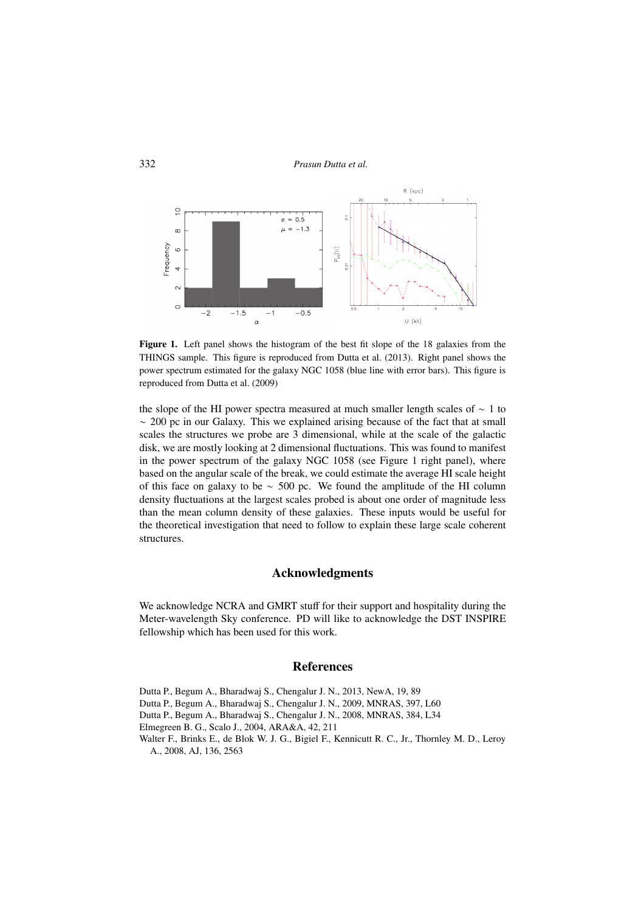σ = 0.5
μ = −1.3

Frequency
0
2
4
6
8
10

−2
−1.5
−1
−0.5
α

R (kpc)
20
10
5
2
1

$P_{HI}(U)$
0.1
0.01

0.5
1
2
5
10
U (kλ)

**Figure 1.** Left panel shows the histogram of the best fit slope of the 18 galaxies from the THINGS sample. This figure is reproduced from Dutta et al. (2013). Right panel shows the power spectrum estimated for the galaxy NGC 1058 (blue line with error bars). This figure is reproduced from Dutta et al. (2009)

the slope of the HI power spectra measured at much smaller length scales of $\sim$ 1 to $\sim$ 200 pc in our Galaxy. This we explained arising because of the fact that at small scales the structures we probe are 3 dimensional, while at the scale of the galactic disk, we are mostly looking at 2 dimensional fluctuations. This was found to manifest in the power spectrum of the galaxy NGC 1058 (see Figure 1 right panel), where based on the angular scale of the break, we could estimate the average HI scale height of this face on galaxy to be $\sim$ 500 pc. We found the amplitude of the HI column density fluctuations at the largest scales probed is about one order of magnitude less than the mean column density of these galaxies. These inputs would be useful for the theoretical investigation that need to follow to explain these large scale coherent structures.

## Acknowledgments

We acknowledge NCRA and GMRT stuff for their support and hospitality during the Meter-wavelength Sky conference. PD will like to acknowledge the DST INSPIRE fellowship which has been used for this work.

## References

Dutta P., Begum A., Bharadwaj S., Chengalur J. N., 2013, NewA, 19, 89

Dutta P., Begum A., Bharadwaj S., Chengalur J. N., 2009, MNRAS, 397, L60

Dutta P., Begum A., Bharadwaj S., Chengalur J. N., 2008, MNRAS, 384, L34

Elmegreen B. G., Scalo J., 2004, ARA&A, 42, 211

Walter F., Brinks E., de Blok W. J. G., Bigiel F., Kennicutt R. C., Jr., Thornley M. D., Leroy A., 2008, AJ, 136, 2563